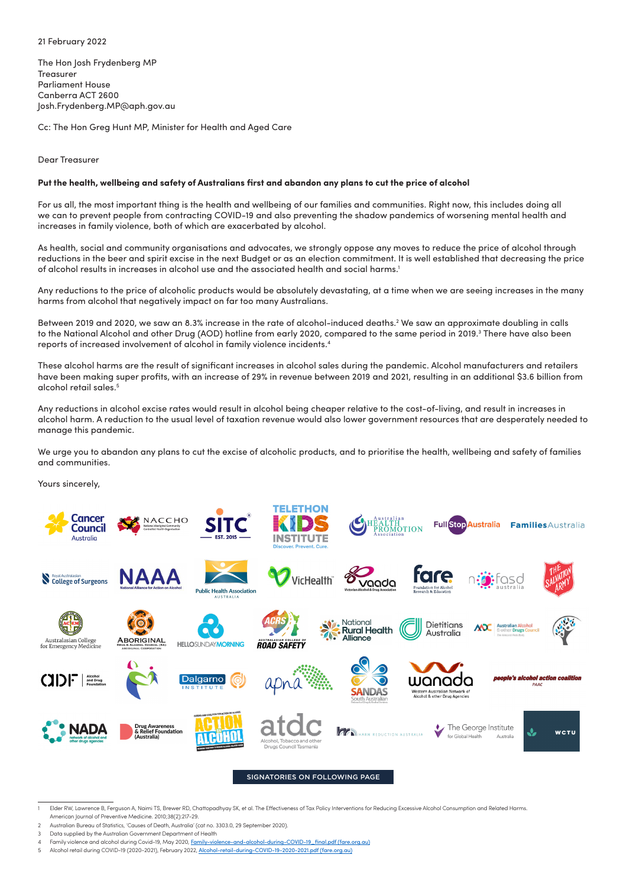21 February 2022

The Hon Josh Frydenberg MP
Treasurer
Parliament House
Canberra ACT 2600
Josh.Frydenberg.MP@aph.gov.au

Cc: The Hon Greg Hunt MP, Minister for Health and Aged Care

Dear Treasurer

**Put the health, wellbeing and safety of Australians first and abandon any plans to cut the price of alcohol**

For us all, the most important thing is the health and wellbeing of our families and communities. Right now, this includes doing all we can to prevent people from contracting COVID-19 and also preventing the shadow pandemics of worsening mental health and increases in family violence, both of which are exacerbated by alcohol.

As health, social and community organisations and advocates, we strongly oppose any moves to reduce the price of alcohol through reductions in the beer and spirit excise in the next Budget or as an election commitment. It is well established that decreasing the price of alcohol results in increases in alcohol use and the associated health and social harms.[1]

Any reductions to the price of alcoholic products would be absolutely devastating, at a time when we are seeing increases in the many harms from alcohol that negatively impact on far too many Australians.

Between 2019 and 2020, we saw an 8.3% increase in the rate of alcohol-induced deaths.[2] We saw an approximate doubling in calls to the National Alcohol and other Drug (AOD) hotline from early 2020, compared to the same period in 2019.[3] There have also been reports of increased involvement of alcohol in family violence incidents.[4]

These alcohol harms are the result of significant increases in alcohol sales during the pandemic. Alcohol manufacturers and retailers have been making super profits, with an increase of 29% in revenue between 2019 and 2021, resulting in an additional $3.6 billion from alcohol retail sales.[5]

Any reductions in alcohol excise rates would result in alcohol being cheaper relative to the cost-of-living, and result in increases in alcohol harm. A reduction to the usual level of taxation revenue would also lower government resources that are desperately needed to manage this pandemic.

We urge you to abandon any plans to cut the excise of alcoholic products, and to prioritise the health, wellbeing and safety of families and communities.

Yours sincerely,

Cancer Council Australia · NACCHO · SITC · Telethon Kids Institute · Australian Health Promotion Association · Full Stop Australia · Families Australia · Royal Australasian College of Surgeons · NAAA National Alliance for Action on Alcohol · Public Health Association Australia · VicHealth · VAADA · FARE Foundation for Alcohol Research & Education · fasd australia · The Salvation Army · Australasian College for Emergency Medicine · Aboriginal Drug & Alcohol Council (SA) · Hello Sunday Morning · Australasian College of Road Safety · National Rural Health Alliance · Dietitians Australia · Australian Alcohol & other Drugs Council · ADF Alcohol and Drug Foundation · Dalgarno Institute · apna · SANDAS South Australian · WANADA Western Australian Network of Alcohol & other Drug Agencies · people's alcohol action coalition PAAC · NADA · Drug Awareness & Relief Foundation (Australia) · Action on Alcohol · ATDC Alcohol, Tobacco and other Drugs Council Tasmania · Harm Reduction Australia · The George Institute for Global Health Australia · WCTU

SIGNATORIES ON FOLLOWING PAGE

---

1. Elder RW, Lawrence B, Ferguson A, Naimi TS, Brewer RD, Chattopadhyay SK, et al. The Effectiveness of Tax Policy Interventions for Reducing Excessive Alcohol Consumption and Related Harms. American Journal of Preventive Medicine. 2010;38(2):217-29.
2. Australian Bureau of Statistics, 'Causes of Death, Australia' (cat no. 3303.0, 29 September 2020).
3. Data supplied by the Australian Government Department of Health
4. Family violence and alcohol during Covid-19, May 2020, Family-violence-and-alcohol-during-COVID-19_final.pdf (fare.org.au)
5. Alcohol retail during COVID-19 (2020-2021), February 2022, Alcohol-retail-during-COVID-19-2020-2021.pdf (fare.org.au)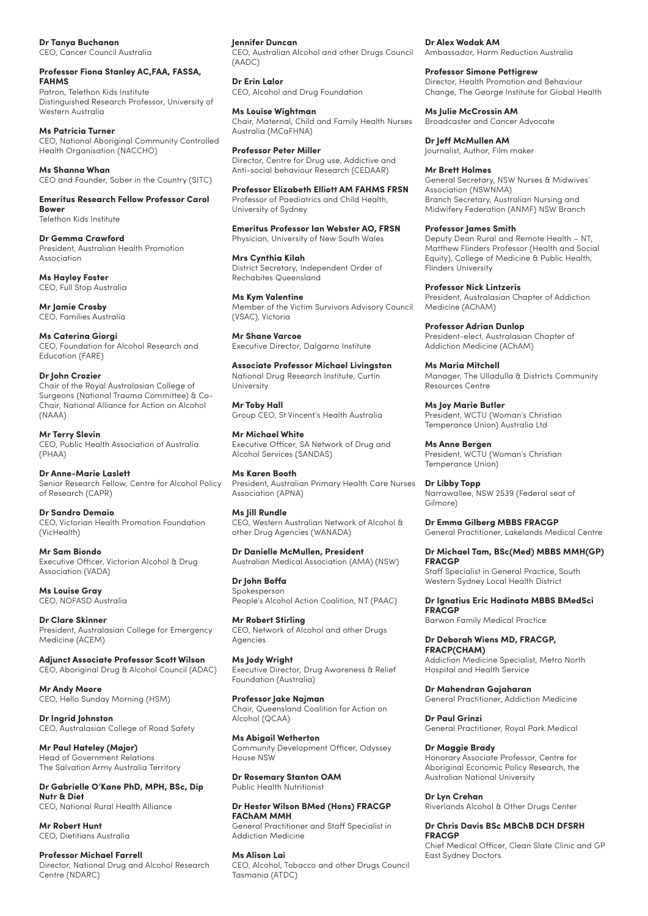**Dr Tanya Buchanan**
CEO, Cancer Council Australia

**Professor Fiona Stanley AC,FAA, FASSA, FAHMS**
Patron, Telethon Kids Institute
Distinguished Research Professor, University of Western Australia

**Ms Patricia Turner**
CEO, National Aboriginal Community Controlled Health Organisation (NACCHO)

**Ms Shanna Whan**
CEO and Founder, Sober in the Country (SITC)

**Emeritus Research Fellow Professor Carol Bower**
Telethon Kids Institute

**Dr Gemma Crawford**
President, Australian Health Promotion Association

**Ms Hayley Foster**
CEO, Full Stop Australia

**Mr Jamie Crosby**
CEO, Families Australia

**Ms Caterina Giorgi**
CEO, Foundation for Alcohol Research and Education (FARE)

**Dr John Crozier**
Chair of the Royal Australasian College of Surgeons (National Trauma Committee) & Co-Chair, National Alliance for Action on Alcohol (NAAA)

**Mr Terry Slevin**
CEO, Public Health Association of Australia (PHAA)

**Dr Anne-Marie Laslett**
Senior Research Fellow, Centre for Alcohol Policy of Research (CAPR)

**Dr Sandro Demaio**
CEO, Victorian Health Promotion Foundation (VicHealth)

**Mr Sam Biondo**
Executive Officer, Victorian Alcohol & Drug Association (VADA)

**Ms Louise Gray**
CEO, NOFASD Australia

**Dr Clare Skinner**
President, Australasian College for Emergency Medicine (ACEM)

**Adjunct Associate Professor Scott Wilson**
CEO, Aboriginal Drug & Alcohol Council (ADAC)

**Mr Andy Moore**
CEO, Hello Sunday Morning (HSM)

**Dr Ingrid Johnston**
CEO, Australasian College of Road Safety

**Mr Paul Hateley (Major)**
Head of Government Relations
The Salvation Army Australia Territory

**Dr Gabrielle O'Kane PhD, MPH, BSc, Dip Nutr & Diet**
CEO, National Rural Health Alliance

**Mr Robert Hunt**
CEO, Dietitians Australia

**Professor Michael Farrell**
Director, National Drug and Alcohol Research Centre (NDARC)

**Jennifer Duncan**
CEO, Australian Alcohol and other Drugs Council (AADC)

**Dr Erin Lalor**
CEO, Alcohol and Drug Foundation

**Ms Louise Wightman**
Chair, Maternal, Child and Family Health Nurses Australia (MCaFHNA)

**Professor Peter Miller**
Director, Centre for Drug use, Addictive and Anti-social behaviour Research (CEDAAR)

**Professor Elizabeth Elliott AM FAHMS FRSN**
Professor of Paediatrics and Child Health, University of Sydney

**Emeritus Professor Ian Webster AO, FRSN**
Physician, University of New South Wales

**Mrs Cynthia Kilah**
District Secretary, Independent Order of Rechabites Queensland

**Ms Kym Valentine**
Member of the Victim Survivors Advisory Council (VSAC), Victoria

**Mr Shane Varcoe**
Executive Director, Dalgarno Institute

**Associate Professor Michael Livingston**
National Drug Research Institute, Curtin University

**Mr Toby Hall**
Group CEO, St Vincent's Health Australia

**Mr Michael White**
Executive Officer, SA Network of Drug and Alcohol Services (SANDAS)

**Ms Karen Booth**
President, Australian Primary Health Care Nurses Association (APNA)

**Ms Jill Rundle**
CEO, Western Australian Network of Alcohol & other Drug Agencies (WANADA)

**Dr Danielle McMullen, President**
Australian Medical Association (AMA) (NSW)

**Dr John Boffa**
Spokesperson
People's Alcohol Action Coalition, NT (PAAC)

**Mr Robert Stirling**
CEO, Network of Alcohol and other Drugs Agencies

**Ms Jody Wright**
Executive Director, Drug Awareness & Relief Foundation (Australia)

**Professor Jake Najman**
Chair, Queensland Coalition for Action on Alcohol (QCAA)

**Ms Abigail Wetherton**
Community Development Officer, Odyssey House NSW

**Dr Rosemary Stanton OAM**
Public Health Nutritionist

**Dr Hester Wilson BMed (Hons) FRACGP FAChAM MMH**
General Practitioner and Staff Specialist in Addiction Medicine

**Ms Alison Lai**
CEO, Alcohol, Tobacco and other Drugs Council Tasmania (ATDC)

**Dr Alex Wodak AM**
Ambassador, Harm Reduction Australia

**Professor Simone Pettigrew**
Director, Health Promotion and Behaviour Change, The George Institute for Global Health

**Ms Julie McCrossin AM**
Broadcaster and Cancer Advocate

**Dr Jeff McMullen AM**
Journalist, Author, Film maker

**Mr Brett Holmes**
General Secretary, NSW Nurses & Midwives' Association (NSWNMA)
Branch Secretary, Australian Nursing and Midwifery Federation (ANMF) NSW Branch

**Professor James Smith**
Deputy Dean Rural and Remote Health – NT, Matthew Flinders Professor (Health and Social Equity), College of Medicine & Public Health, Flinders University

**Professor Nick Lintzeris**
President, Australasian Chapter of Addiction Medicine (AChAM)

**Professor Adrian Dunlop**
President-elect, Australasian Chapter of Addiction Medicine (AChAM)

**Ms Maria Mitchell**
Manager, The Ulladulla & Districts Community Resources Centre

**Ms Joy Marie Butler**
President, WCTU (Woman's Christian Temperance Union) Australia Ltd

**Ms Anne Bergen**
President, WCTU (Woman's Christian Temperance Union)

**Dr Libby Topp**
Narrawallee, NSW 2539 (Federal seat of Gilmore)

**Dr Emma Gilberg MBBS FRACGP**
General Practitioner, Lakelands Medical Centre

**Dr Michael Tam, BSc(Med) MBBS MMH(GP) FRACGP**
Staff Specialist in General Practice, South Western Sydney Local Health District

**Dr Ignatius Eric Hadinata MBBS BMedSci FRACGP**
Barwon Family Medical Practice

**Dr Deborah Wiens MD, FRACGP, FRACP(CHAM)**
Addiction Medicine Specialist, Metro North Hospital and Health Service

**Dr Mahendran Gajaharan**
General Practitioner, Addiction Medicine

**Dr Paul Grinzi**
General Practitioner, Royal Park Medical

**Dr Maggie Brady**
Honorary Associate Professor, Centre for Aboriginal Economic Policy Research, the Australian National University

**Dr Lyn Crehan**
Riverlands Alcohol & Other Drugs Center

**Dr Chris Davis BSc MBChB DCH DFSRH FRACGP**
Chief Medical Officer, Clean Slate Clinic and GP East Sydney Doctors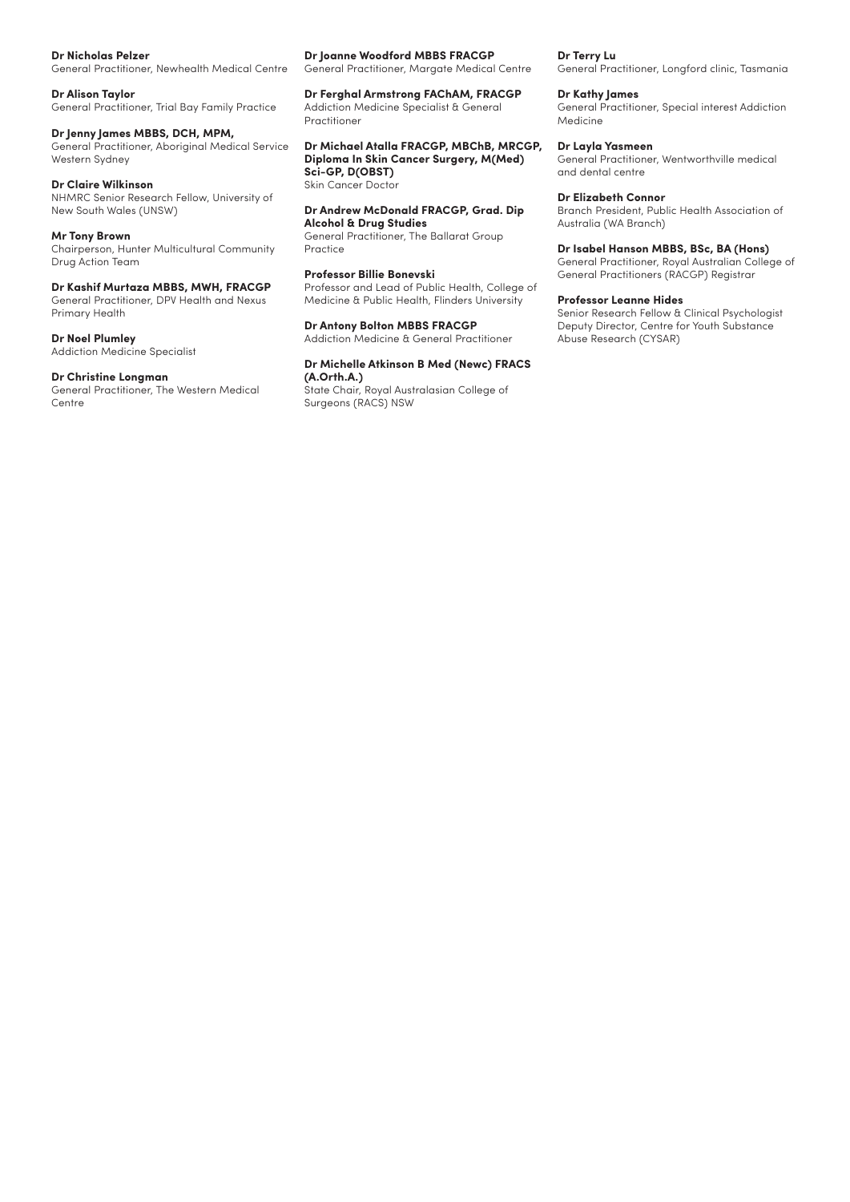**Dr Nicholas Pelzer**
General Practitioner, Newhealth Medical Centre

**Dr Alison Taylor**
General Practitioner, Trial Bay Family Practice

**Dr Jenny James MBBS, DCH, MPM,**
General Practitioner, Aboriginal Medical Service Western Sydney

**Dr Claire Wilkinson**
NHMRC Senior Research Fellow, University of New South Wales (UNSW)

**Mr Tony Brown**
Chairperson, Hunter Multicultural Community Drug Action Team

**Dr Kashif Murtaza MBBS, MWH, FRACGP**
General Practitioner, DPV Health and Nexus Primary Health

**Dr Noel Plumley**
Addiction Medicine Specialist

**Dr Christine Longman**
General Practitioner, The Western Medical Centre

**Dr Joanne Woodford MBBS FRACGP**
General Practitioner, Margate Medical Centre

**Dr Ferghal Armstrong FAChAM, FRACGP**
Addiction Medicine Specialist & General Practitioner

**Dr Michael Atalla FRACGP, MBChB, MRCGP, Diploma In Skin Cancer Surgery, M(Med) Sci-GP, D(OBST)**
Skin Cancer Doctor

**Dr Andrew McDonald FRACGP, Grad. Dip Alcohol & Drug Studies**
General Practitioner, The Ballarat Group Practice

**Professor Billie Bonevski**
Professor and Lead of Public Health, College of Medicine & Public Health, Flinders University

**Dr Antony Bolton MBBS FRACGP**
Addiction Medicine & General Practitioner

**Dr Michelle Atkinson B Med (Newc) FRACS (A.Orth.A.)**
State Chair, Royal Australasian College of Surgeons (RACS) NSW

**Dr Terry Lu**
General Practitioner, Longford clinic, Tasmania

**Dr Kathy James**
General Practitioner, Special interest Addiction Medicine

**Dr Layla Yasmeen**
General Practitioner, Wentworthville medical and dental centre

**Dr Elizabeth Connor**
Branch President, Public Health Association of Australia (WA Branch)

**Dr Isabel Hanson MBBS, BSc, BA (Hons)**
General Practitioner, Royal Australian College of General Practitioners (RACGP) Registrar

**Professor Leanne Hides**
Senior Research Fellow & Clinical Psychologist Deputy Director, Centre for Youth Substance Abuse Research (CYSAR)